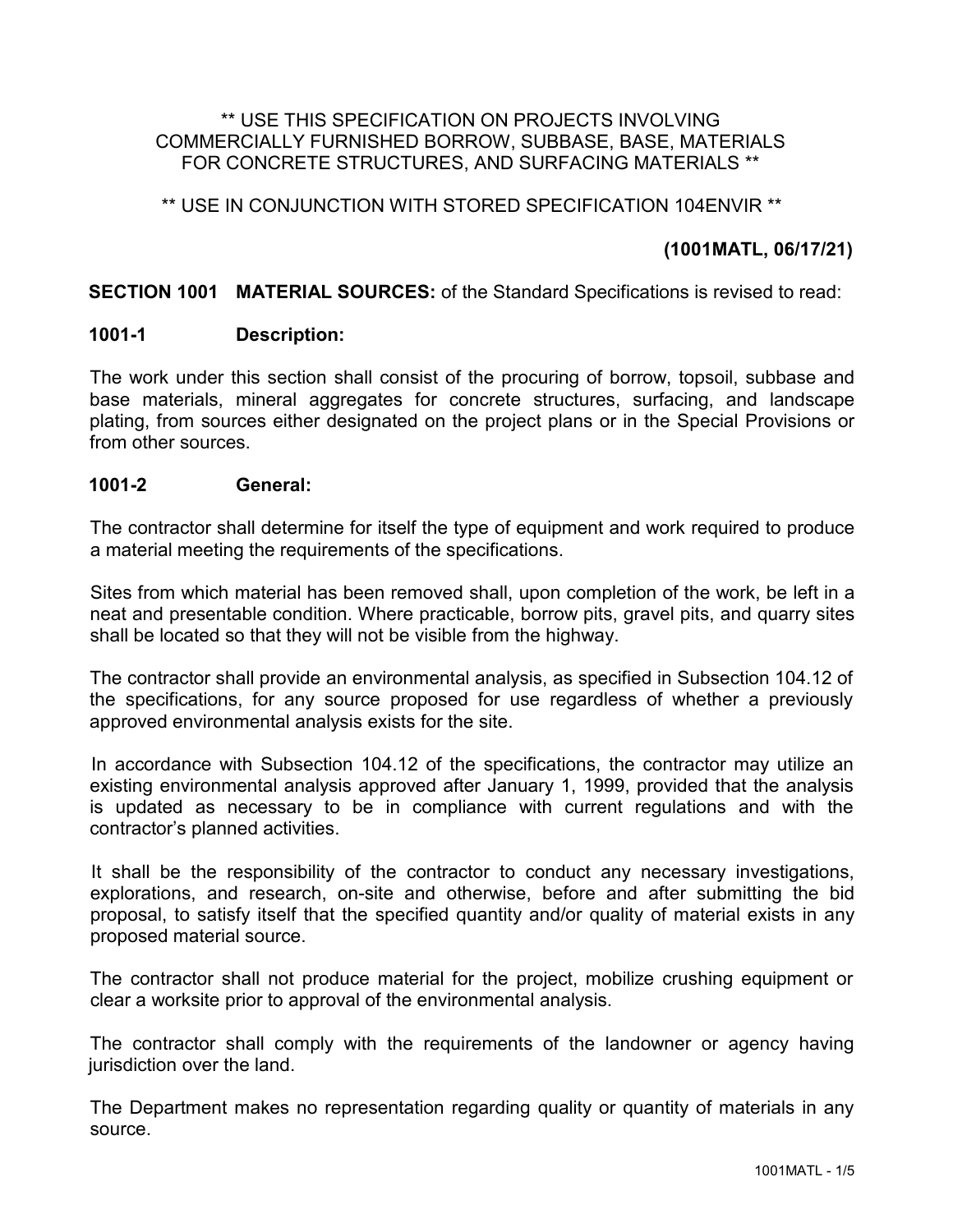** USE THIS SPECIFICATION ON PROJECTS INVOLVING COMMERCIALLY FURNISHED BORROW, SUBBASE, BASE, MATERIALS FOR CONCRETE STRUCTURES, AND SURFACING MATERIALS **

** USE IN CONJUNCTION WITH STORED SPECIFICATION 104ENVIR **

**(1001MATL, 06/17/21)**

**SECTION 1001 MATERIAL SOURCES:** of the Standard Specifications is revised to read:

**1001-1 Description:**

The work under this section shall consist of the procuring of borrow, topsoil, subbase and base materials, mineral aggregates for concrete structures, surfacing, and landscape plating, from sources either designated on the project plans or in the Special Provisions or from other sources.

**1001-2 General:**

The contractor shall determine for itself the type of equipment and work required to produce a material meeting the requirements of the specifications.

Sites from which material has been removed shall, upon completion of the work, be left in a neat and presentable condition. Where practicable, borrow pits, gravel pits, and quarry sites shall be located so that they will not be visible from the highway.

The contractor shall provide an environmental analysis, as specified in Subsection 104.12 of the specifications, for any source proposed for use regardless of whether a previously approved environmental analysis exists for the site.

In accordance with Subsection 104.12 of the specifications, the contractor may utilize an existing environmental analysis approved after January 1, 1999, provided that the analysis is updated as necessary to be in compliance with current regulations and with the contractor's planned activities.

It shall be the responsibility of the contractor to conduct any necessary investigations, explorations, and research, on-site and otherwise, before and after submitting the bid proposal, to satisfy itself that the specified quantity and/or quality of material exists in any proposed material source.

The contractor shall not produce material for the project, mobilize crushing equipment or clear a worksite prior to approval of the environmental analysis.

The contractor shall comply with the requirements of the landowner or agency having jurisdiction over the land.

The Department makes no representation regarding quality or quantity of materials in any source.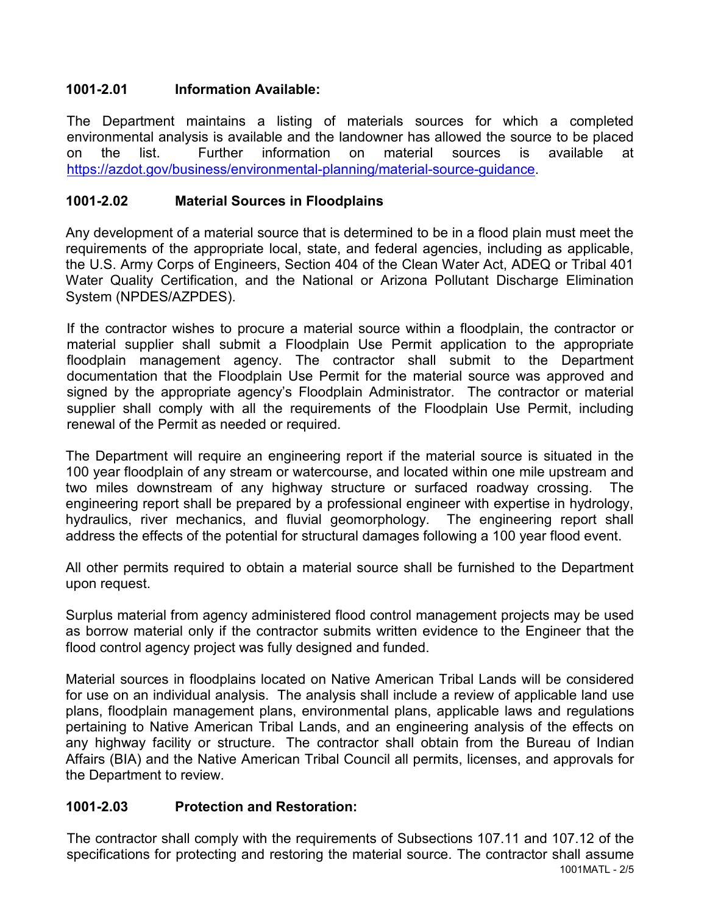### 1001-2.01 Information Available:

The Department maintains a listing of materials sources for which a completed environmental analysis is available and the landowner has allowed the source to be placed on the list. Further information on material sources is available at https://azdot.gov/business/environmental-planning/material-source-guidance.

### 1001-2.02 Material Sources in Floodplains

Any development of a material source that is determined to be in a flood plain must meet the requirements of the appropriate local, state, and federal agencies, including as applicable, the U.S. Army Corps of Engineers, Section 404 of the Clean Water Act, ADEQ or Tribal 401 Water Quality Certification, and the National or Arizona Pollutant Discharge Elimination System (NPDES/AZPDES).

If the contractor wishes to procure a material source within a floodplain, the contractor or material supplier shall submit a Floodplain Use Permit application to the appropriate floodplain management agency. The contractor shall submit to the Department documentation that the Floodplain Use Permit for the material source was approved and signed by the appropriate agency's Floodplain Administrator. The contractor or material supplier shall comply with all the requirements of the Floodplain Use Permit, including renewal of the Permit as needed or required.

The Department will require an engineering report if the material source is situated in the 100 year floodplain of any stream or watercourse, and located within one mile upstream and two miles downstream of any highway structure or surfaced roadway crossing. The engineering report shall be prepared by a professional engineer with expertise in hydrology, hydraulics, river mechanics, and fluvial geomorphology. The engineering report shall address the effects of the potential for structural damages following a 100 year flood event.

All other permits required to obtain a material source shall be furnished to the Department upon request.

Surplus material from agency administered flood control management projects may be used as borrow material only if the contractor submits written evidence to the Engineer that the flood control agency project was fully designed and funded.

Material sources in floodplains located on Native American Tribal Lands will be considered for use on an individual analysis. The analysis shall include a review of applicable land use plans, floodplain management plans, environmental plans, applicable laws and regulations pertaining to Native American Tribal Lands, and an engineering analysis of the effects on any highway facility or structure. The contractor shall obtain from the Bureau of Indian Affairs (BIA) and the Native American Tribal Council all permits, licenses, and approvals for the Department to review.

### 1001-2.03 Protection and Restoration:

The contractor shall comply with the requirements of Subsections 107.11 and 107.12 of the specifications for protecting and restoring the material source. The contractor shall assume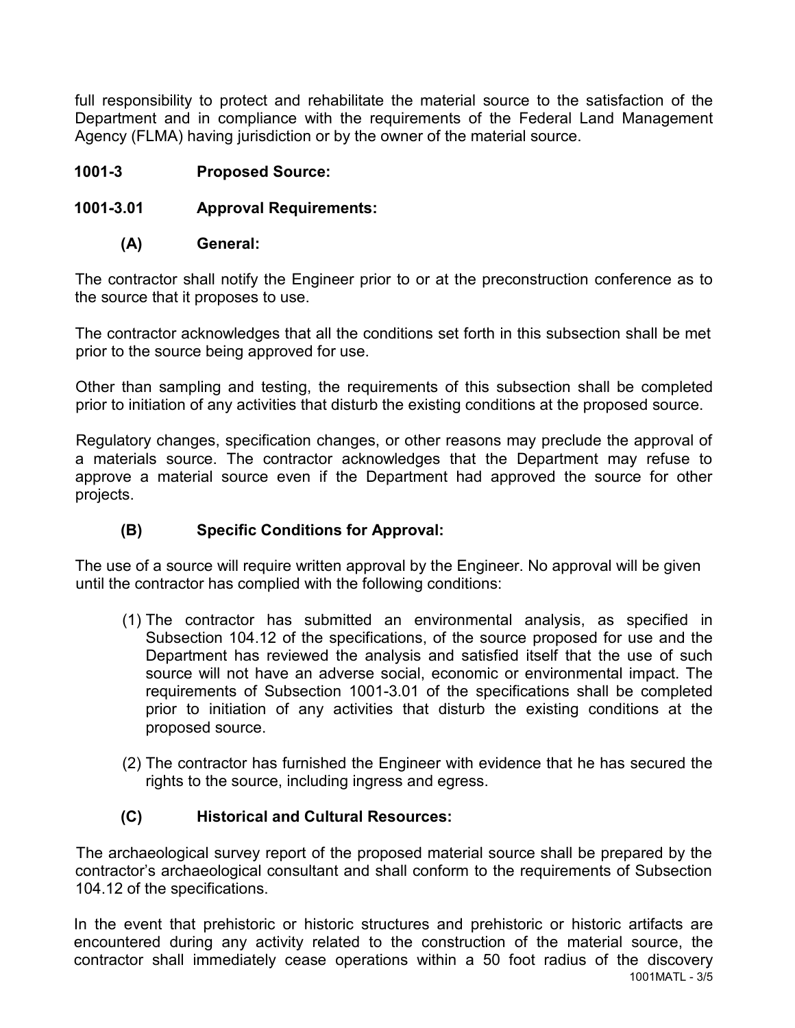full responsibility to protect and rehabilitate the material source to the satisfaction of the Department and in compliance with the requirements of the Federal Land Management Agency (FLMA) having jurisdiction or by the owner of the material source.

## 1001-3 Proposed Source:

### 1001-3.01 Approval Requirements:

#### (A) General:

The contractor shall notify the Engineer prior to or at the preconstruction conference as to the source that it proposes to use.

The contractor acknowledges that all the conditions set forth in this subsection shall be met prior to the source being approved for use.

Other than sampling and testing, the requirements of this subsection shall be completed prior to initiation of any activities that disturb the existing conditions at the proposed source.

Regulatory changes, specification changes, or other reasons may preclude the approval of a materials source. The contractor acknowledges that the Department may refuse to approve a material source even if the Department had approved the source for other projects.

#### (B) Specific Conditions for Approval:

The use of a source will require written approval by the Engineer. No approval will be given until the contractor has complied with the following conditions:

(1) The contractor has submitted an environmental analysis, as specified in Subsection 104.12 of the specifications, of the source proposed for use and the Department has reviewed the analysis and satisfied itself that the use of such source will not have an adverse social, economic or environmental impact. The requirements of Subsection 1001-3.01 of the specifications shall be completed prior to initiation of any activities that disturb the existing conditions at the proposed source.

(2) The contractor has furnished the Engineer with evidence that he has secured the rights to the source, including ingress and egress.

#### (C) Historical and Cultural Resources:

The archaeological survey report of the proposed material source shall be prepared by the contractor's archaeological consultant and shall conform to the requirements of Subsection 104.12 of the specifications.

In the event that prehistoric or historic structures and prehistoric or historic artifacts are encountered during any activity related to the construction of the material source, the contractor shall immediately cease operations within a 50 foot radius of the discovery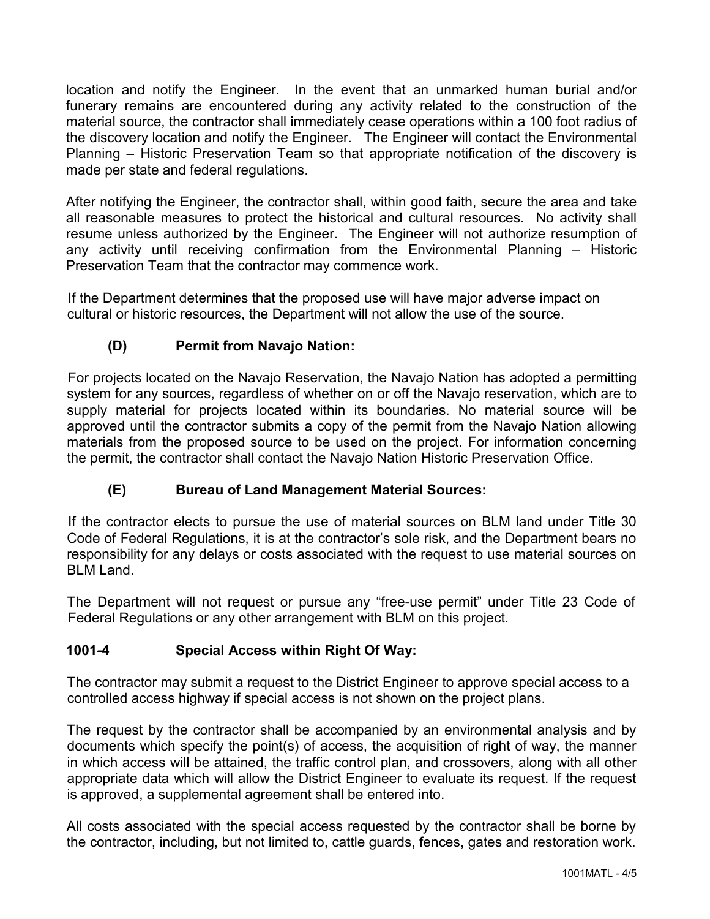location and notify the Engineer. In the event that an unmarked human burial and/or funerary remains are encountered during any activity related to the construction of the material source, the contractor shall immediately cease operations within a 100 foot radius of the discovery location and notify the Engineer. The Engineer will contact the Environmental Planning – Historic Preservation Team so that appropriate notification of the discovery is made per state and federal regulations.

After notifying the Engineer, the contractor shall, within good faith, secure the area and take all reasonable measures to protect the historical and cultural resources. No activity shall resume unless authorized by the Engineer. The Engineer will not authorize resumption of any activity until receiving confirmation from the Environmental Planning – Historic Preservation Team that the contractor may commence work.

If the Department determines that the proposed use will have major adverse impact on cultural or historic resources, the Department will not allow the use of the source.

### (D) Permit from Navajo Nation:

For projects located on the Navajo Reservation, the Navajo Nation has adopted a permitting system for any sources, regardless of whether on or off the Navajo reservation, which are to supply material for projects located within its boundaries. No material source will be approved until the contractor submits a copy of the permit from the Navajo Nation allowing materials from the proposed source to be used on the project. For information concerning the permit, the contractor shall contact the Navajo Nation Historic Preservation Office.

### (E) Bureau of Land Management Material Sources:

If the contractor elects to pursue the use of material sources on BLM land under Title 30 Code of Federal Regulations, it is at the contractor's sole risk, and the Department bears no responsibility for any delays or costs associated with the request to use material sources on BLM Land.

The Department will not request or pursue any "free-use permit" under Title 23 Code of Federal Regulations or any other arrangement with BLM on this project.

## 1001-4 Special Access within Right Of Way:

The contractor may submit a request to the District Engineer to approve special access to a controlled access highway if special access is not shown on the project plans.

The request by the contractor shall be accompanied by an environmental analysis and by documents which specify the point(s) of access, the acquisition of right of way, the manner in which access will be attained, the traffic control plan, and crossovers, along with all other appropriate data which will allow the District Engineer to evaluate its request. If the request is approved, a supplemental agreement shall be entered into.

All costs associated with the special access requested by the contractor shall be borne by the contractor, including, but not limited to, cattle guards, fences, gates and restoration work.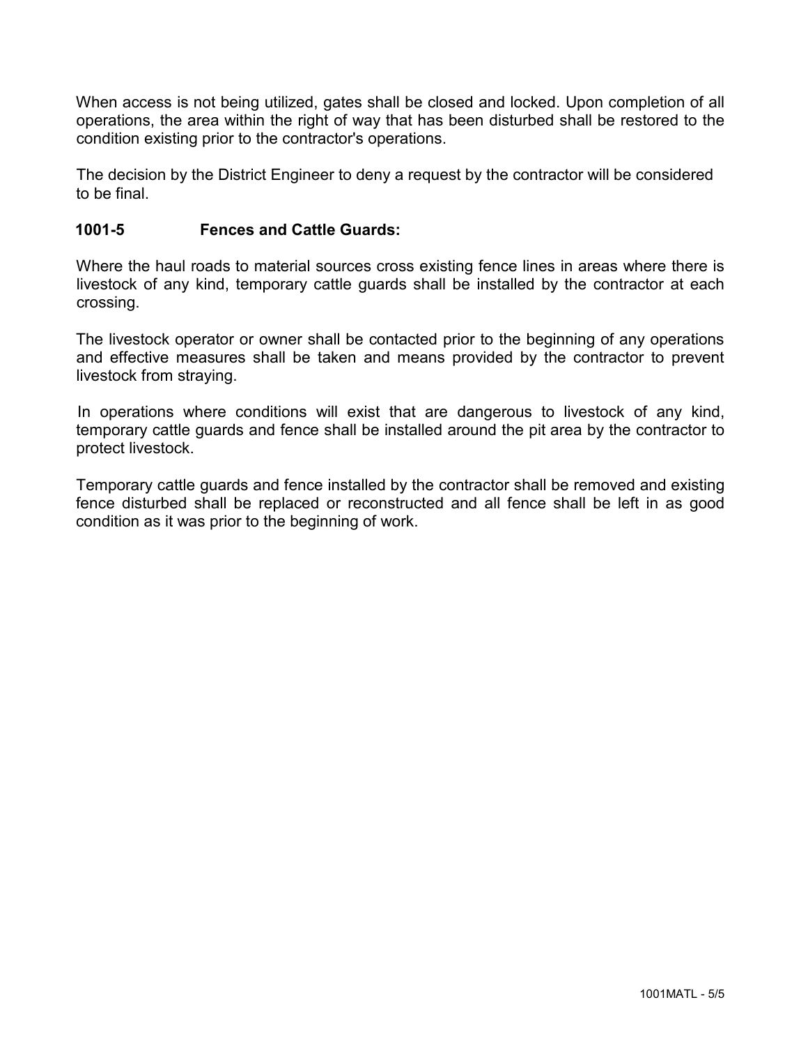When access is not being utilized, gates shall be closed and locked. Upon completion of all operations, the area within the right of way that has been disturbed shall be restored to the condition existing prior to the contractor's operations.

The decision by the District Engineer to deny a request by the contractor will be considered to be final.

### 1001-5 Fences and Cattle Guards:

Where the haul roads to material sources cross existing fence lines in areas where there is livestock of any kind, temporary cattle guards shall be installed by the contractor at each crossing.

The livestock operator or owner shall be contacted prior to the beginning of any operations and effective measures shall be taken and means provided by the contractor to prevent livestock from straying.

In operations where conditions will exist that are dangerous to livestock of any kind, temporary cattle guards and fence shall be installed around the pit area by the contractor to protect livestock.

Temporary cattle guards and fence installed by the contractor shall be removed and existing fence disturbed shall be replaced or reconstructed and all fence shall be left in as good condition as it was prior to the beginning of work.